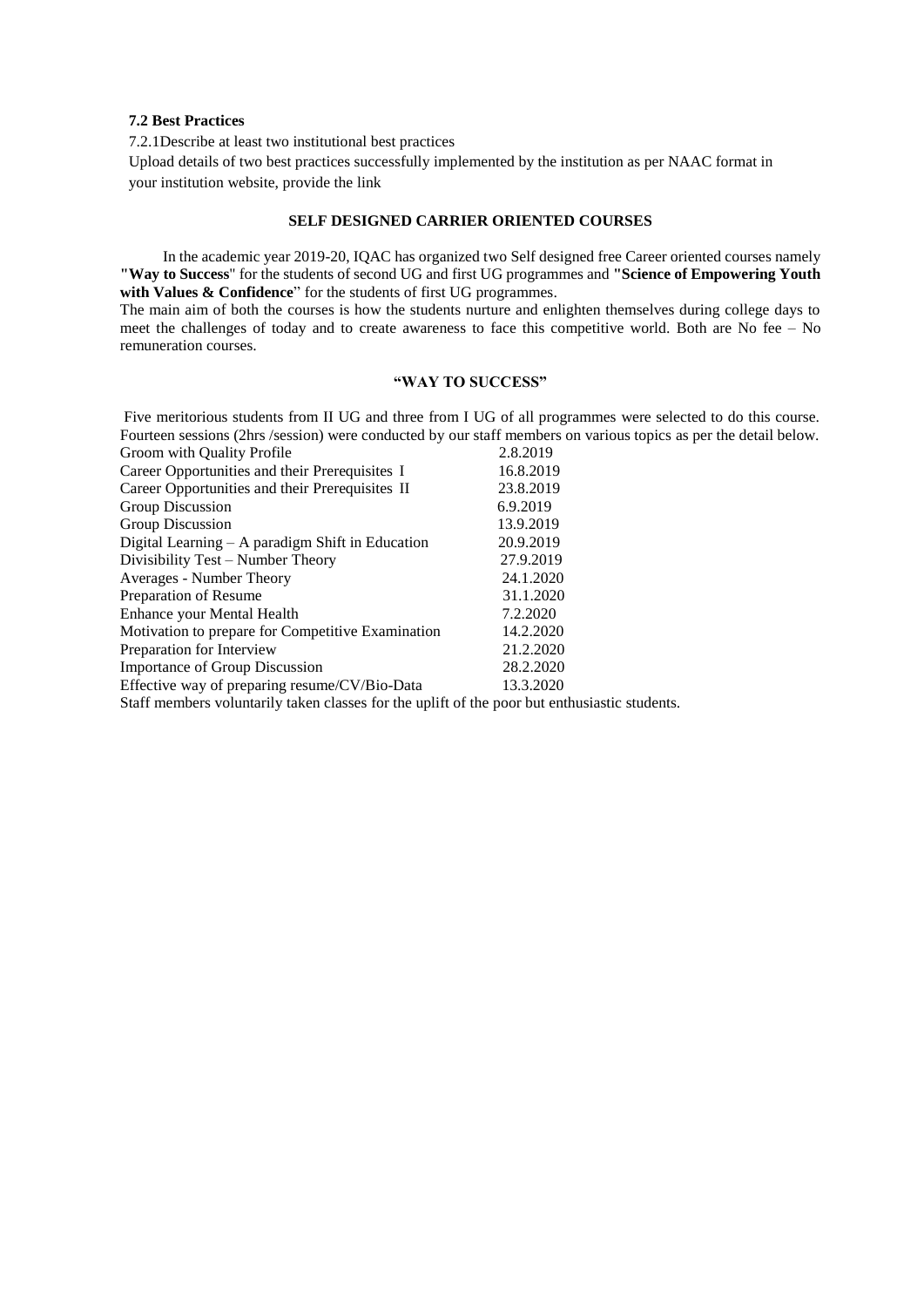**7.2 Best Practices**

7.2.1Describe at least two institutional best practices

Upload details of two best practices successfully implemented by the institution as per NAAC format in your institution website, provide the link

**SELF DESIGNED CARRIER ORIENTED COURSES**

In the academic year 2019-20, IQAC has organized two Self designed free Career oriented courses namely **"Way to Success**" for the students of second UG and first UG programmes and **"Science of Empowering Youth with Values & Confidence**" for the students of first UG programmes.

The main aim of both the courses is how the students nurture and enlighten themselves during college days to meet the challenges of today and to create awareness to face this competitive world. Both are No fee – No remuneration courses.

**"WAY TO SUCCESS"**

Five meritorious students from II UG and three from I UG of all programmes were selected to do this course. Fourteen sessions (2hrs /session) were conducted by our staff members on various topics as per the detail below.

| | |
|---|---|
| Groom with Quality Profile | 2.8.2019 |
| Career Opportunities and their Prerequisites I | 16.8.2019 |
| Career Opportunities and their Prerequisites II | 23.8.2019 |
| Group Discussion | 6.9.2019 |
| Group Discussion | 13.9.2019 |
| Digital Learning – A paradigm Shift in Education | 20.9.2019 |
| Divisibility Test – Number Theory | 27.9.2019 |
| Averages - Number Theory | 24.1.2020 |
| Preparation of Resume | 31.1.2020 |
| Enhance your Mental Health | 7.2.2020 |
| Motivation to prepare for Competitive Examination | 14.2.2020 |
| Preparation for Interview | 21.2.2020 |
| Importance of Group Discussion | 28.2.2020 |
| Effective way of preparing resume/CV/Bio-Data | 13.3.2020 |

Staff members voluntarily taken classes for the uplift of the poor but enthusiastic students.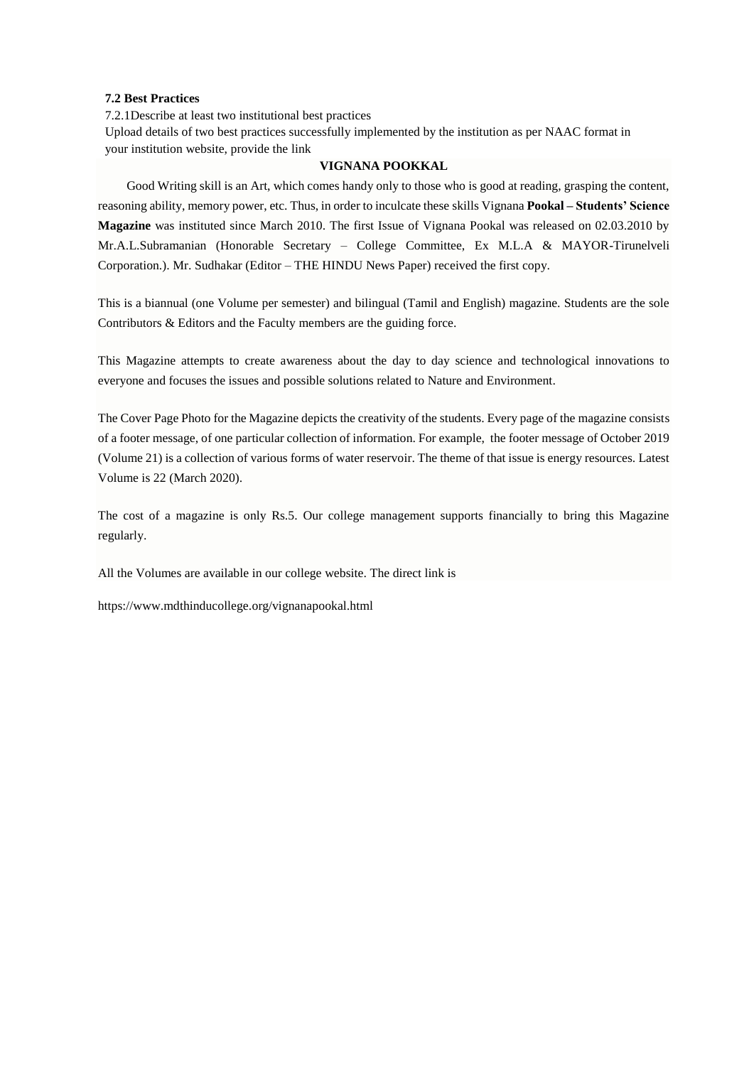**7.2 Best Practices**

7.2.1Describe at least two institutional best practices

Upload details of two best practices successfully implemented by the institution as per NAAC format in your institution website, provide the link

**VIGNANA POOKKAL**

Good Writing skill is an Art, which comes handy only to those who is good at reading, grasping the content, reasoning ability, memory power, etc. Thus, in order to inculcate these skills Vignana **Pookal – Students' Science Magazine** was instituted since March 2010. The first Issue of Vignana Pookal was released on 02.03.2010 by Mr.A.L.Subramanian (Honorable Secretary – College Committee, Ex M.L.A & MAYOR-Tirunelveli Corporation.). Mr. Sudhakar (Editor – THE HINDU News Paper) received the first copy.

This is a biannual (one Volume per semester) and bilingual (Tamil and English) magazine. Students are the sole Contributors & Editors and the Faculty members are the guiding force.

This Magazine attempts to create awareness about the day to day science and technological innovations to everyone and focuses the issues and possible solutions related to Nature and Environment.

The Cover Page Photo for the Magazine depicts the creativity of the students. Every page of the magazine consists of a footer message, of one particular collection of information. For example, the footer message of October 2019 (Volume 21) is a collection of various forms of water reservoir. The theme of that issue is energy resources. Latest Volume is 22 (March 2020).

The cost of a magazine is only Rs.5. Our college management supports financially to bring this Magazine regularly.

All the Volumes are available in our college website. The direct link is

https://www.mdthinducollege.org/vignanapookal.html